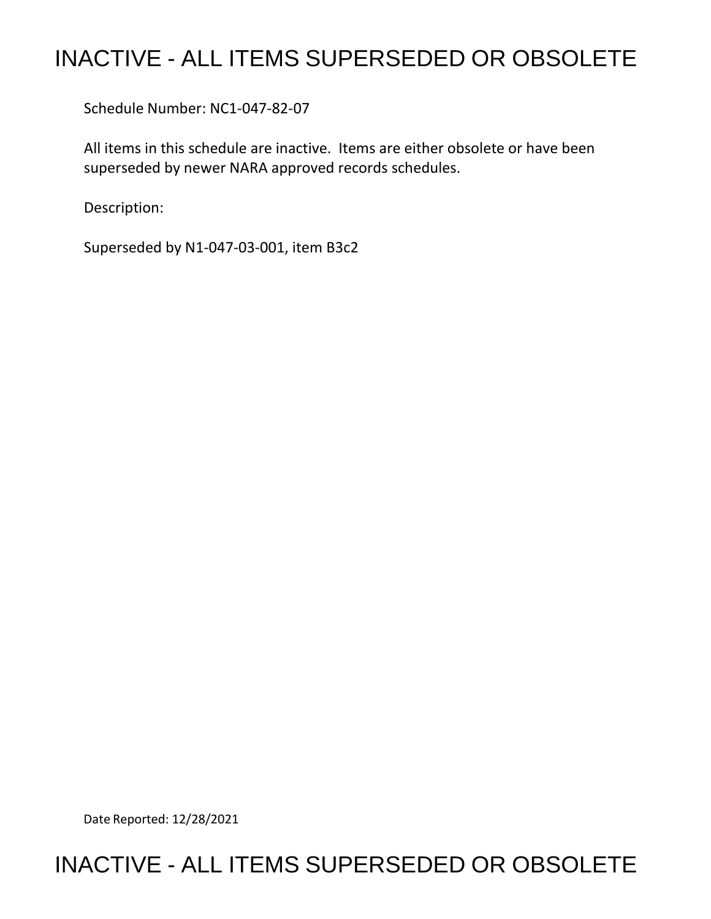# INACTIVE - ALL ITEMS SUPERSEDED OR OBSOLETE

Schedule Number: NC1-047-82-07

All items in this schedule are inactive. Items are either obsolete or have been superseded by newer NARA approved records schedules.

Description:

Superseded by N1-047-03-001, item B3c2

Date Reported: 12/28/2021

# INACTIVE - ALL ITEMS SUPERSEDED OR OBSOLETE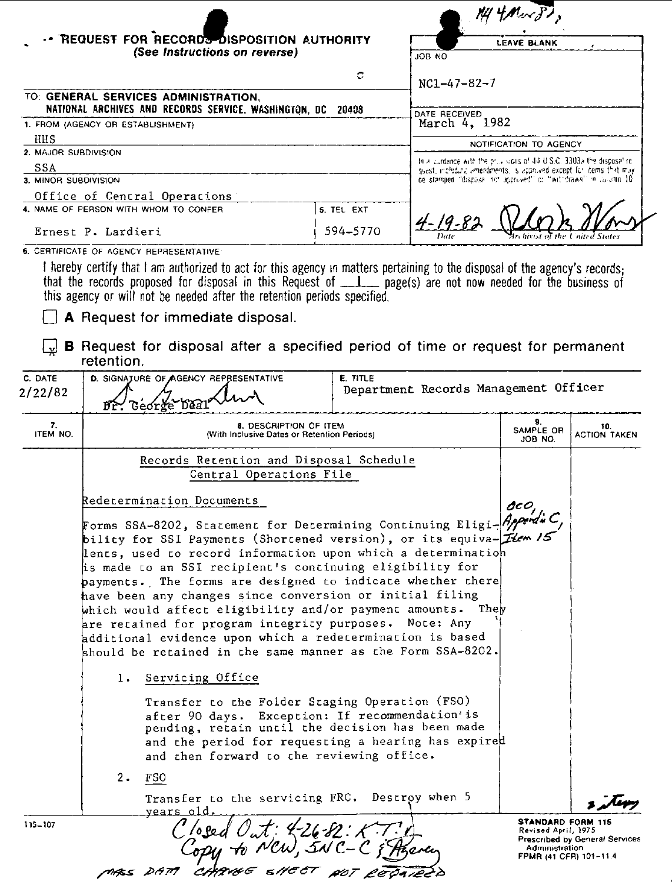NN 4 Mar 82

# REQUEST FOR RECORDS DISPOSITION AUTHORITY
*(See Instructions on reverse)*

**LEAVE BLANK**

JOB NO
NC1-47-82-7

DATE RECEIVED
March 4, 1982

NOTIFICATION TO AGENCY

In accordance with the provisions of 44 U.S.C. 3303a the disposal request, including amendments, is approved except for items that may be stamped "disposal not approved" or "withdrawn" in column 10

4-19-82 — Archivist of the United States

TO: GENERAL SERVICES ADMINISTRATION, NATIONAL ARCHIVES AND RECORDS SERVICE, WASHINGTON, DC 20408

1. FROM (AGENCY OR ESTABLISHMENT)
HHS

2. MAJOR SUBDIVISION
SSA

3. MINOR SUBDIVISION
Office of Central Operations

4. NAME OF PERSON WITH WHOM TO CONFER
Ernest P. Lardieri

5. TEL EXT
594-5770

6. CERTIFICATE OF AGENCY REPRESENTATIVE

I hereby certify that I am authorized to act for this agency in matters pertaining to the disposal of the agency's records; that the records proposed for disposal in this Request of 1 page(s) are not now needed for the business of this agency or will not be needed after the retention periods specified.

☐ **A** Request for immediate disposal.

☒ **B** Request for disposal after a specified period of time or request for permanent retention.

| C. DATE | D. SIGNATURE OF AGENCY REPRESENTATIVE | E. TITLE |
|---|---|---|
| 2/22/82 | Dr. George Deal | Department Records Management Officer |

| 7. ITEM NO. | 8. DESCRIPTION OF ITEM (With Inclusive Dates or Retention Periods) | 9. SAMPLE OR JOB NO. | 10. ACTION TAKEN |
|---|---|---|---|
| | Records Retention and Disposal Schedule<br>Central Operations File | | |

Redetermination Documents

Forms SSA-8202, Statement for Determining Continuing Eligibility for SSI Payments (Shortened version), or its equivalents, used to record information upon which a determination is made to an SSI recipient's continuing eligibility for payments. The forms are designed to indicate whether there have been any changes since conversion or initial filing which would affect eligibility and/or payment amounts. They are retained for program integrity purposes. Note: Any additional evidence upon which a redetermination is based should be retained in the same manner as the Form SSA-8202.

*(Col. 9: OCO, Appendix C, Item 15)*

1. Servicing Office

   Transfer to the Folder Staging Operation (FSO) after 90 days. Exception: If recommendation is pending, retain until the decision has been made and the period for requesting a hearing has expired and then forward to the reviewing office.

2. FSO

   Transfer to the servicing FRC. Destroy when 5 years old.

*(Col. 10: 2 items)*

115-107

STANDARD FORM 115
Revised April, 1975
Prescribed by General Services Administration
FPMR (41 CFR) 101-11.4

Closed Out: 4-26-82: K.T.R.
Copy to NCW, SNC-C & Agency
MASS DATA CHANGE SHEET NOT REQUIRED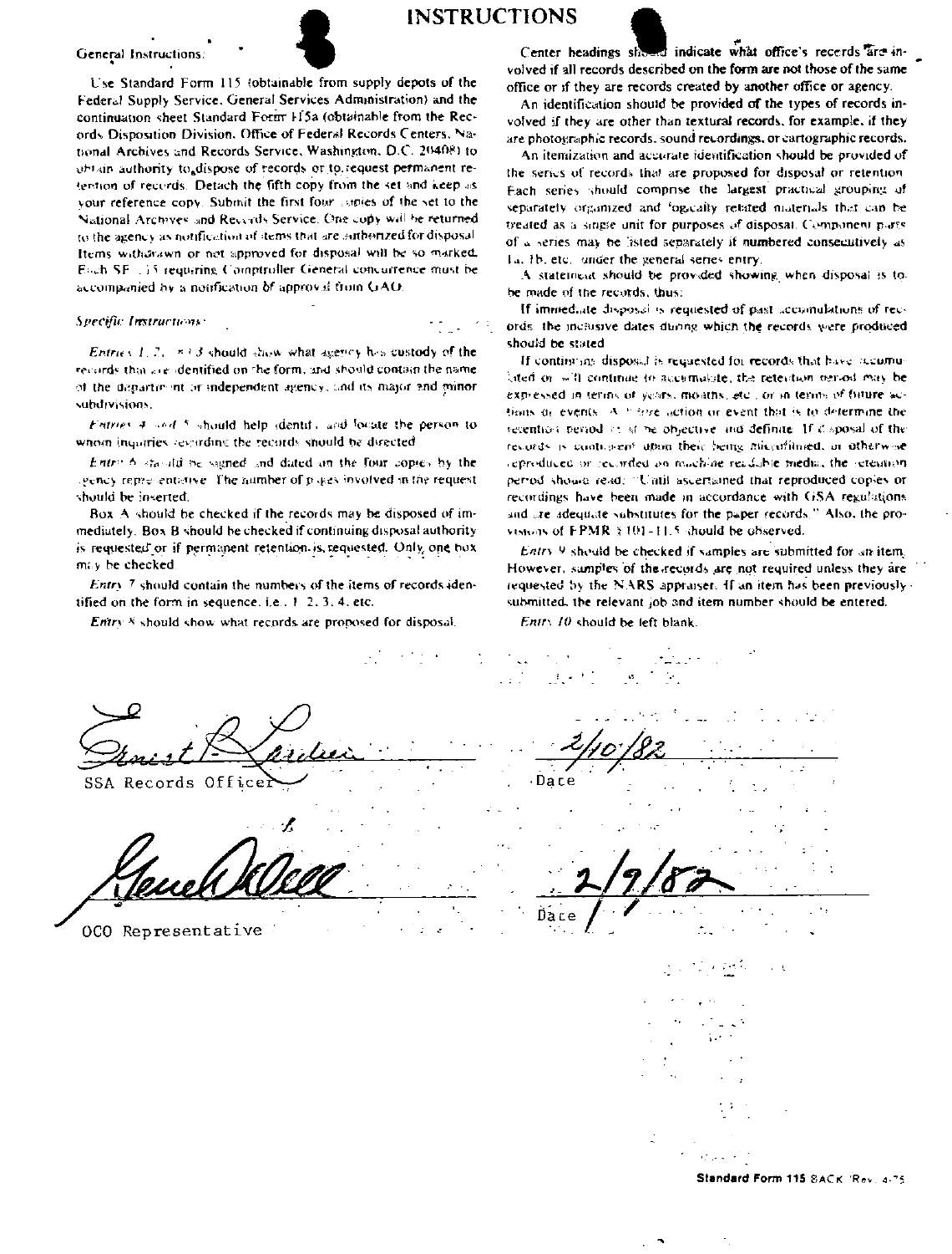# INSTRUCTIONS

General Instructions:

Use Standard Form 115 (obtainable from supply depots of the Federal Supply Service, General Services Administration) and the continuation sheet Standard Form 115a (obtainable from the Records Disposition Division, Office of Federal Records Centers, National Archives and Records Service, Washington, D.C. 20408) to obtain authority to dispose of records or to request permanent retention of records. Detach the fifth copy from the set and keep as your reference copy. Submit the first four copies of the set to the National Archives and Records Service. One copy will be returned to the agency as notification of items that are authorized for disposal. Items withdrawn or not approved for disposal will be so marked. Each SF 115 requiring Comptroller General concurrence must be accompanied by a notification of approval from GAO.

*Specific Instructions:*

*Entries 1, 2, and 3* should show what agency has custody of the records that are identified on the form, and should contain the name of the department or independent agency, and its major and minor subdivisions.

*Entries 4 and 5* should help identify and locate the person to whom inquiries regarding the records should be directed.

*Entry 6* should be signed and dated on the four copies by the agency representative. The number of pages involved in the request should be inserted.

Box A should be checked if the records may be disposed of immediately. Box B should be checked if continuing disposal authority is requested or if permanent retention is requested. Only one box may be checked.

*Entry 7* should contain the numbers of the items of records identified on the form in sequence, i.e., 1, 2, 3, 4, etc.

*Entry 8* should show what records are proposed for disposal.

Center headings should indicate what office's records are involved if all records described on the form are not those of the same office or if they are records created by another office or agency.

An identification should be provided of the types of records involved if they are other than textural records, for example, if they are photographic records, sound recordings, or cartographic records.

An itemization and accurate identification should be provided of the series of records that are proposed for disposal or retention. Each series should comprise the largest practical grouping of separately organized and logically related materials that can be treated as a single unit for purposes of disposal. Component parts of a series may be listed separately if numbered consecutively as 1a, 1b, etc., under the general series entry.

A statement should be provided showing when disposal is to be made of the records, thus:

If immediate disposal is requested of past accumulations of records, the inclusive dates during which the records were produced should be stated.

If continuing disposal is requested for records that have accumulated or will continue to accumulate, the retention period may be expressed in terms of years, months, etc., or in terms of future actions or events. A future action or event that is to determine the retention period must be objective and definite. If disposal of the records is contingent upon their being microfilmed, or otherwise reproduced or recorded on machine readable media, the retention period should read: "Until ascertained that reproduced copies or recordings have been made in accordance with GSA regulations and are adequate substitutes for the paper records." Also, the provisions of FPMR § 101-11.5 should be observed.

*Entry 9* should be checked if samples are submitted for an item. However, samples of the records are not required unless they are requested by the NARS appraiser. If an item has been previously submitted, the relevant job and item number should be entered.

*Entry 10* should be left blank.

Ernest P. Lardieri
SSA Records Officer

2/10/82
Date

Gene O'Dell
OCO Representative

2/9/82
Date

Standard Form 115 BACK (Rev. 4-75)